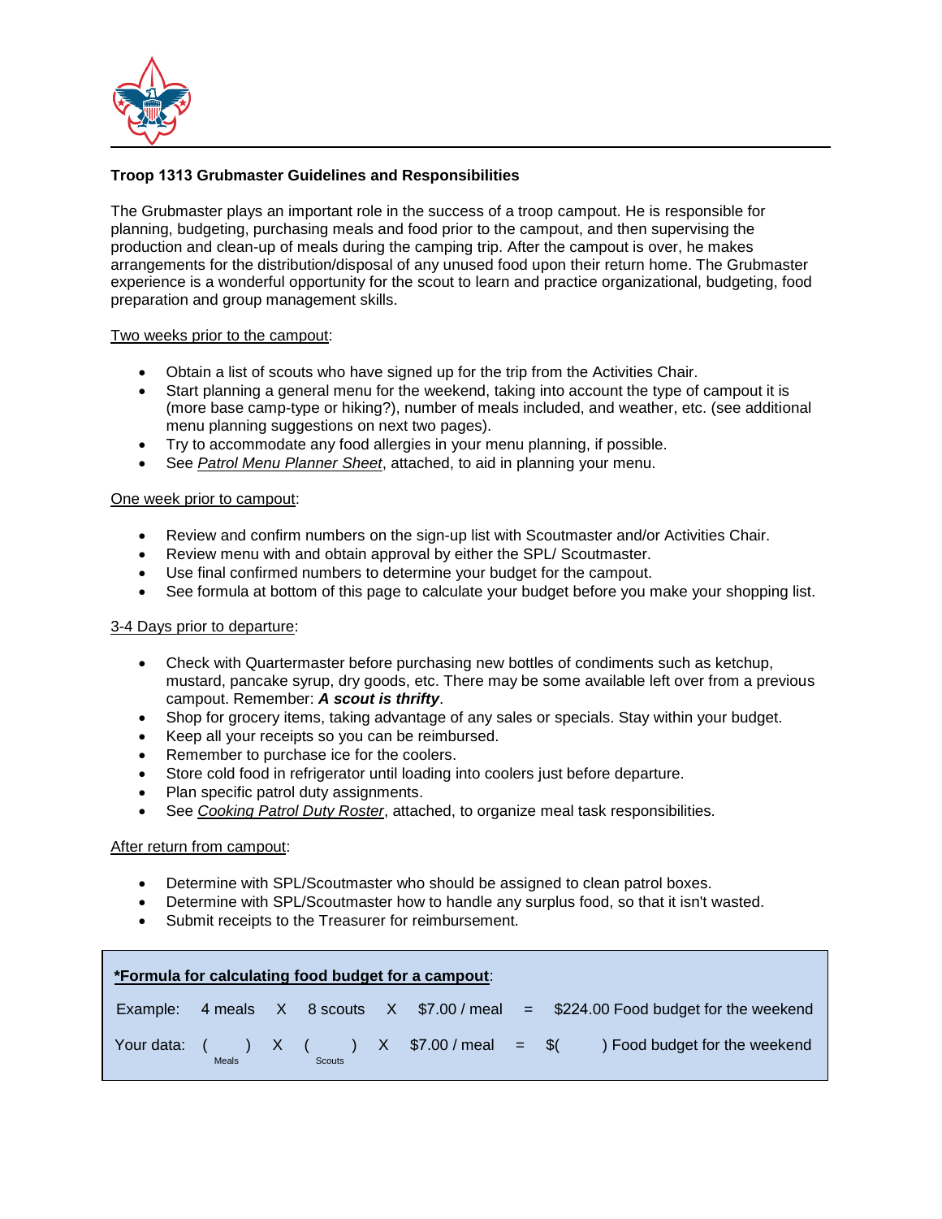**Troop 1313 Grubmaster Guidelines and Responsibilities**

The Grubmaster plays an important role in the success of a troop campout. He is responsible for planning, budgeting, purchasing meals and food prior to the campout, and then supervising the production and clean-up of meals during the camping trip. After the campout is over, he makes arrangements for the distribution/disposal of any unused food upon their return home. The Grubmaster experience is a wonderful opportunity for the scout to learn and practice organizational, budgeting, food preparation and group management skills.

<u>Two weeks prior to the campout</u>:

- Obtain a list of scouts who have signed up for the trip from the Activities Chair.
- Start planning a general menu for the weekend, taking into account the type of campout it is (more base camp-type or hiking?), number of meals included, and weather, etc. (see additional menu planning suggestions on next two pages).
- Try to accommodate any food allergies in your menu planning, if possible.
- See <u>*Patrol Menu Planner Sheet*</u>, attached, to aid in planning your menu.

<u>One week prior to campout</u>:

- Review and confirm numbers on the sign-up list with Scoutmaster and/or Activities Chair.
- Review menu with and obtain approval by either the SPL/ Scoutmaster.
- Use final confirmed numbers to determine your budget for the campout.
- See formula at bottom of this page to calculate your budget before you make your shopping list.

<u>3-4 Days prior to departure</u>:

- Check with Quartermaster before purchasing new bottles of condiments such as ketchup, mustard, pancake syrup, dry goods, etc. There may be some available left over from a previous campout. Remember: ***A scout is thrifty***.
- Shop for grocery items, taking advantage of any sales or specials. Stay within your budget.
- Keep all your receipts so you can be reimbursed.
- Remember to purchase ice for the coolers.
- Store cold food in refrigerator until loading into coolers just before departure.
- Plan specific patrol duty assignments.
- See <u>*Cooking Patrol Duty Roster*</u>, attached, to organize meal task responsibilities.

<u>After return from campout</u>:

- Determine with SPL/Scoutmaster who should be assigned to clean patrol boxes.
- Determine with SPL/Scoutmaster how to handle any surplus food, so that it isn't wasted.
- Submit receipts to the Treasurer for reimbursement.

**<u>*Formula for calculating food budget for a campout</u>**:

Example: 4 meals X 8 scouts X $7.00 / meal = $224.00 Food budget for the weekend

Your data: (    ) X (    ) X $7.00 / meal = $(    ) Food budget for the weekend
(Meals) (Scouts)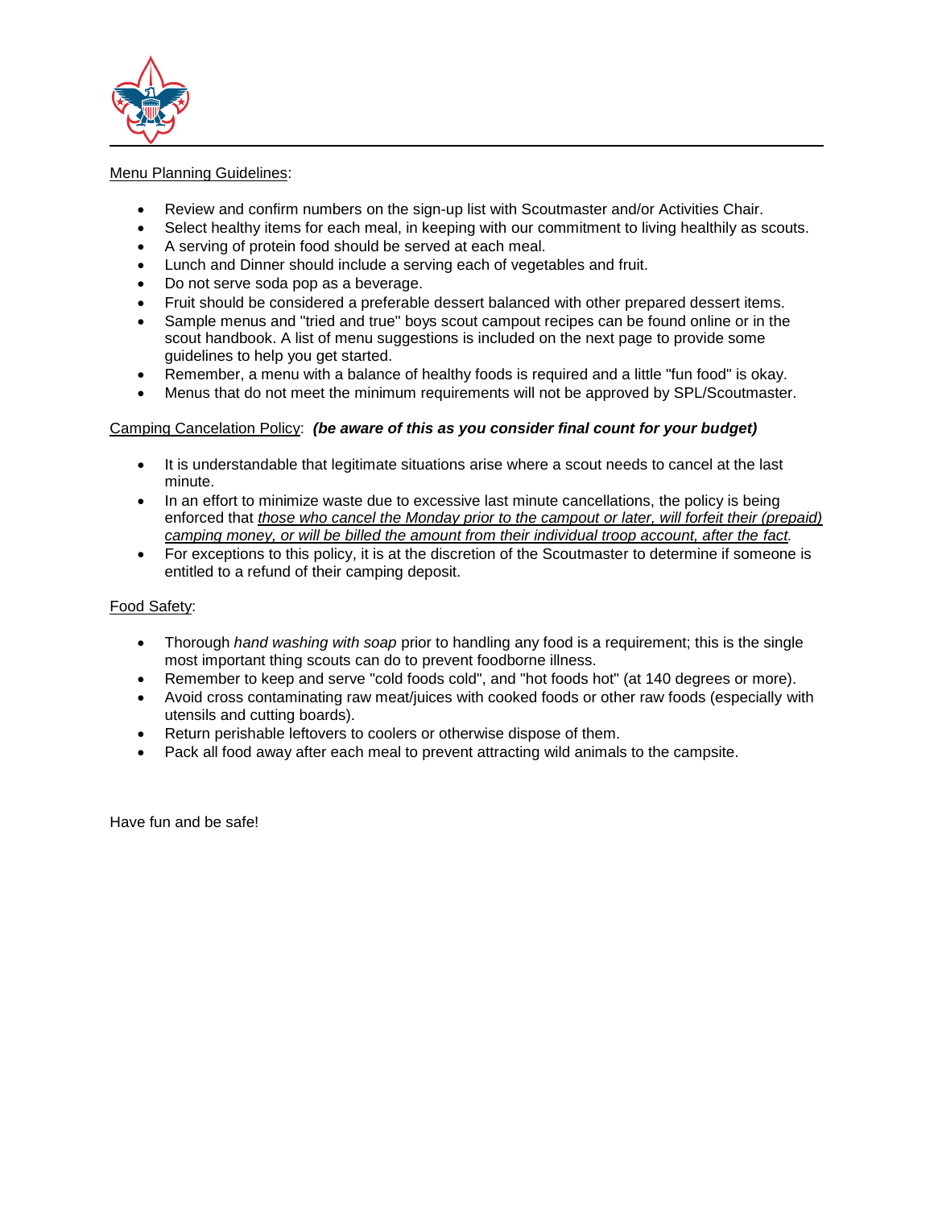Menu Planning Guidelines:

- Review and confirm numbers on the sign-up list with Scoutmaster and/or Activities Chair.
- Select healthy items for each meal, in keeping with our commitment to living healthily as scouts.
- A serving of protein food should be served at each meal.
- Lunch and Dinner should include a serving each of vegetables and fruit.
- Do not serve soda pop as a beverage.
- Fruit should be considered a preferable dessert balanced with other prepared dessert items.
- Sample menus and "tried and true" boys scout campout recipes can be found online or in the scout handbook. A list of menu suggestions is included on the next page to provide some guidelines to help you get started.
- Remember, a menu with a balance of healthy foods is required and a little "fun food" is okay.
- Menus that do not meet the minimum requirements will not be approved by SPL/Scoutmaster.

Camping Cancelation Policy: ***(be aware of this as you consider final count for your budget)***

- It is understandable that legitimate situations arise where a scout needs to cancel at the last minute.
- In an effort to minimize waste due to excessive last minute cancellations, the policy is being enforced that *those who cancel the Monday prior to the campout or later, will forfeit their (prepaid) camping money, or will be billed the amount from their individual troop account, after the fact.*
- For exceptions to this policy, it is at the discretion of the Scoutmaster to determine if someone is entitled to a refund of their camping deposit.

Food Safety:

- Thorough *hand washing with soap* prior to handling any food is a requirement; this is the single most important thing scouts can do to prevent foodborne illness.
- Remember to keep and serve "cold foods cold", and "hot foods hot" (at 140 degrees or more).
- Avoid cross contaminating raw meat/juices with cooked foods or other raw foods (especially with utensils and cutting boards).
- Return perishable leftovers to coolers or otherwise dispose of them.
- Pack all food away after each meal to prevent attracting wild animals to the campsite.

Have fun and be safe!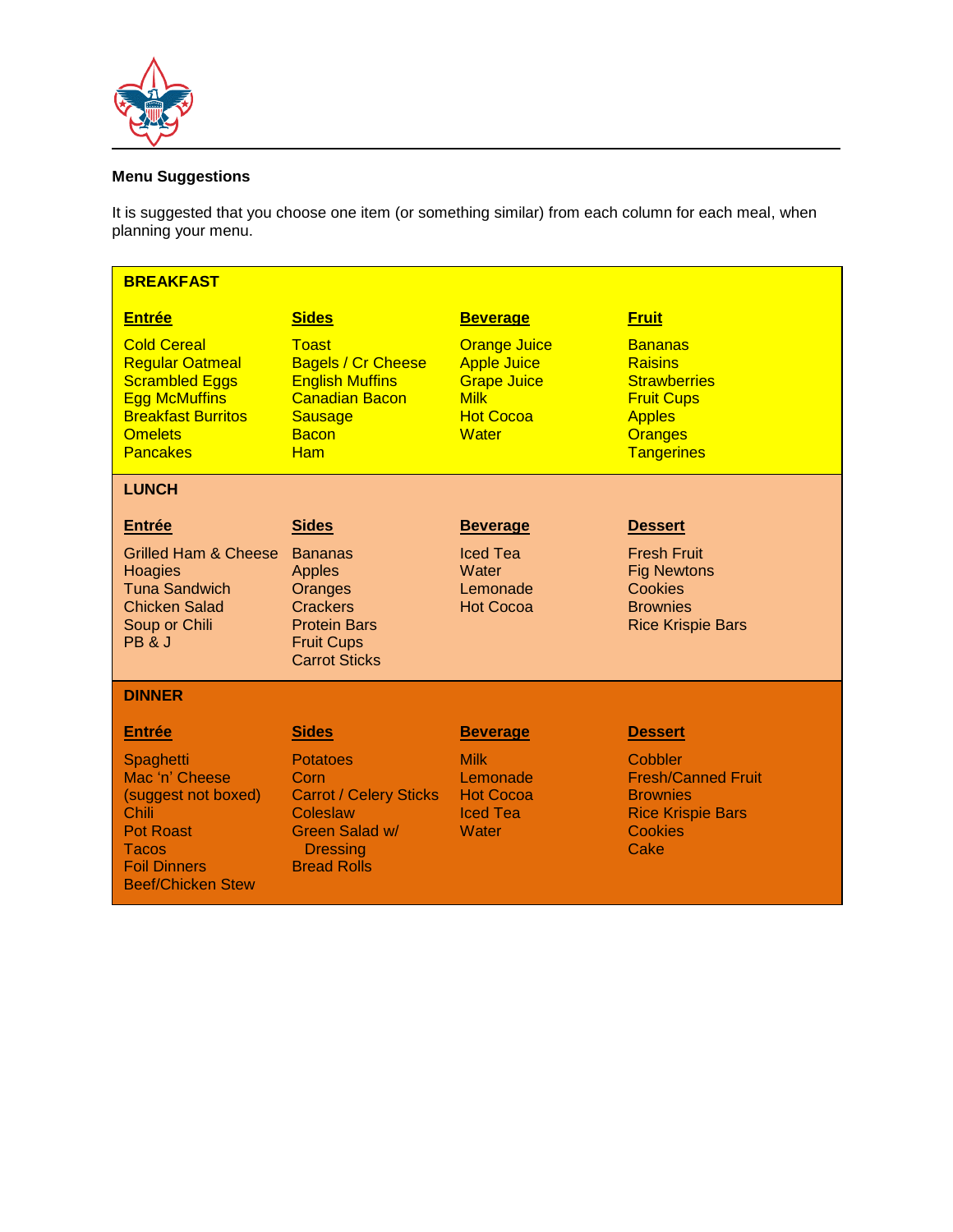**Menu Suggestions**

It is suggested that you choose one item (or something similar) from each column for each meal, when planning your menu.

**BREAKFAST**

| Entrée | Sides | Beverage | Fruit |
|---|---|---|---|
| Cold Cereal | Toast | Orange Juice | Bananas |
| Regular Oatmeal | Bagels / Cr Cheese | Apple Juice | Raisins |
| Scrambled Eggs | English Muffins | Grape Juice | Strawberries |
| Egg McMuffins | Canadian Bacon | Milk | Fruit Cups |
| Breakfast Burritos | Sausage | Hot Cocoa | Apples |
| Omelets | Bacon | Water | Oranges |
| Pancakes | Ham | | Tangerines |

**LUNCH**

| Entrée | Sides | Beverage | Dessert |
|---|---|---|---|
| Grilled Ham & Cheese | Bananas | Iced Tea | Fresh Fruit |
| Hoagies | Apples | Water | Fig Newtons |
| Tuna Sandwich | Oranges | Lemonade | Cookies |
| Chicken Salad | Crackers | Hot Cocoa | Brownies |
| Soup or Chili | Protein Bars | | Rice Krispie Bars |
| PB & J | Fruit Cups | | |
| | Carrot Sticks | | |

**DINNER**

| Entrée | Sides | Beverage | Dessert |
|---|---|---|---|
| Spaghetti | Potatoes | Milk | Cobbler |
| Mac 'n' Cheese (suggest not boxed) | Corn | Lemonade | Fresh/Canned Fruit |
| Chili | Carrot / Celery Sticks | Hot Cocoa | Brownies |
| Pot Roast | Coleslaw | Iced Tea | Rice Krispie Bars |
| Tacos | Green Salad w/ Dressing | Water | Cookies |
| Foil Dinners | Bread Rolls | | Cake |
| Beef/Chicken Stew | | | |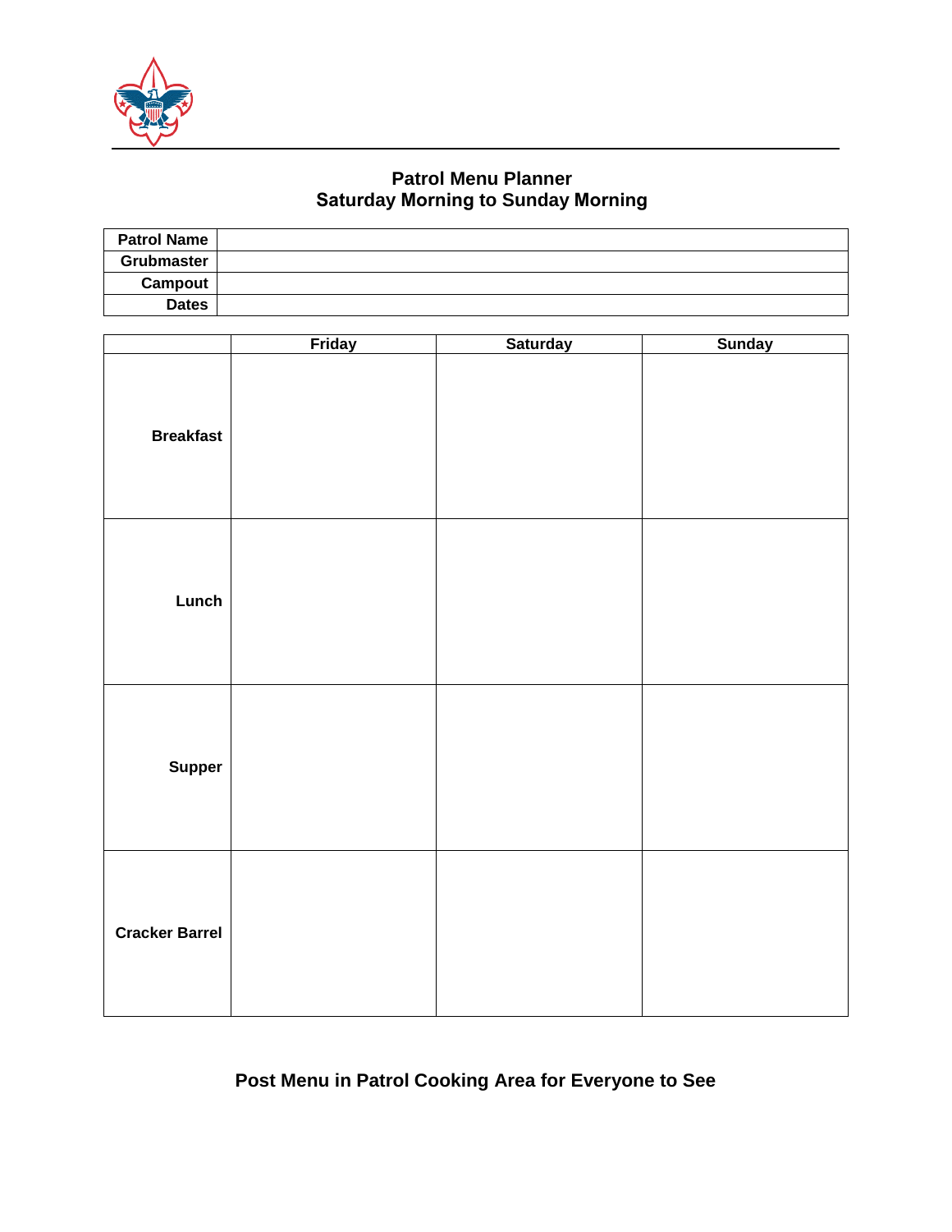## Patrol Menu Planner
## Saturday Morning to Sunday Morning

| Patrol Name | |
|---|---|
| Grubmaster | |
| Campout | |
| Dates | |

| | Friday | Saturday | Sunday |
|---|---|---|---|
| Breakfast | | | |
| Lunch | | | |
| Supper | | | |
| Cracker Barrel | | | |

**Post Menu in Patrol Cooking Area for Everyone to See**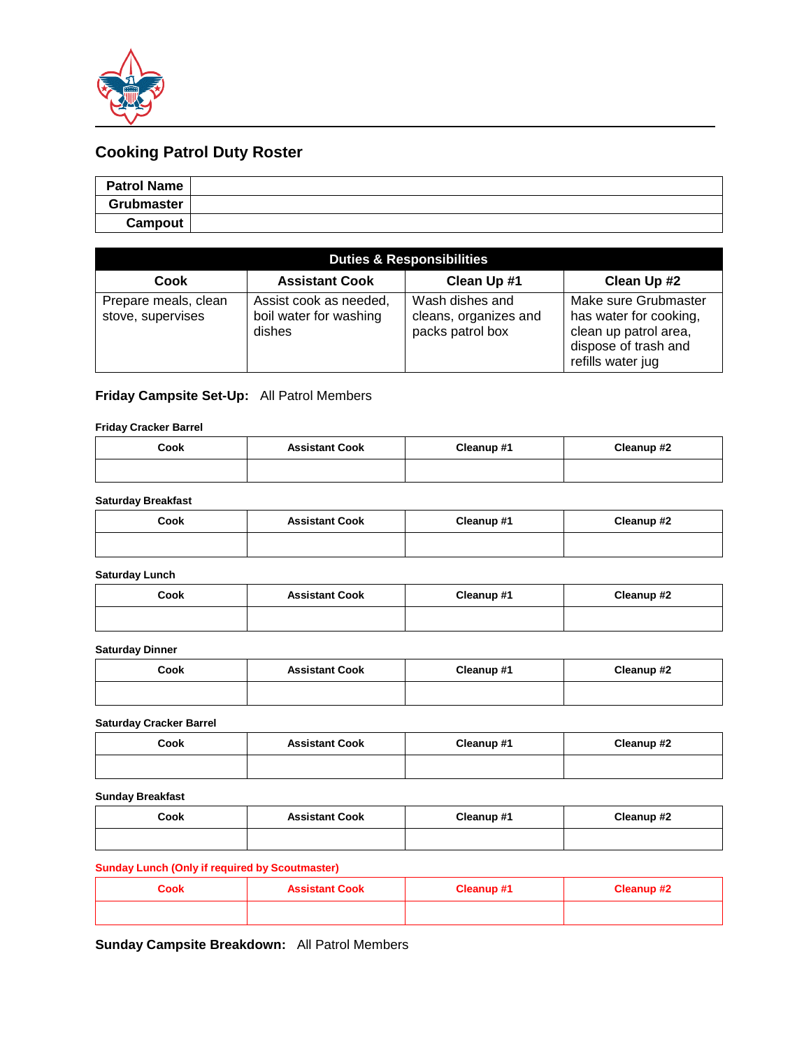## Cooking Patrol Duty Roster

| | |
|---|---|
| **Patrol Name** | |
| **Grubmaster** | |
| **Campout** | |

| Duties & Responsibilities | | | |
|---|---|---|---|
| **Cook** | **Assistant Cook** | **Clean Up #1** | **Clean Up #2** |
| Prepare meals, clean stove, supervises | Assist cook as needed, boil water for washing dishes | Wash dishes and cleans, organizes and packs patrol box | Make sure Grubmaster has water for cooking, clean up patrol area, dispose of trash and refills water jug |

**Friday Campsite Set-Up:** All Patrol Members

**Friday Cracker Barrel**

| Cook | Assistant Cook | Cleanup #1 | Cleanup #2 |
|---|---|---|---|
| | | | |

**Saturday Breakfast**

| Cook | Assistant Cook | Cleanup #1 | Cleanup #2 |
|---|---|---|---|
| | | | |

**Saturday Lunch**

| Cook | Assistant Cook | Cleanup #1 | Cleanup #2 |
|---|---|---|---|
| | | | |

**Saturday Dinner**

| Cook | Assistant Cook | Cleanup #1 | Cleanup #2 |
|---|---|---|---|
| | | | |

**Saturday Cracker Barrel**

| Cook | Assistant Cook | Cleanup #1 | Cleanup #2 |
|---|---|---|---|
| | | | |

**Sunday Breakfast**

| Cook | Assistant Cook | Cleanup #1 | Cleanup #2 |
|---|---|---|---|
| | | | |

**Sunday Lunch (Only if required by Scoutmaster)**

| Cook | Assistant Cook | Cleanup #1 | Cleanup #2 |
|---|---|---|---|
| | | | |

**Sunday Campsite Breakdown:** All Patrol Members